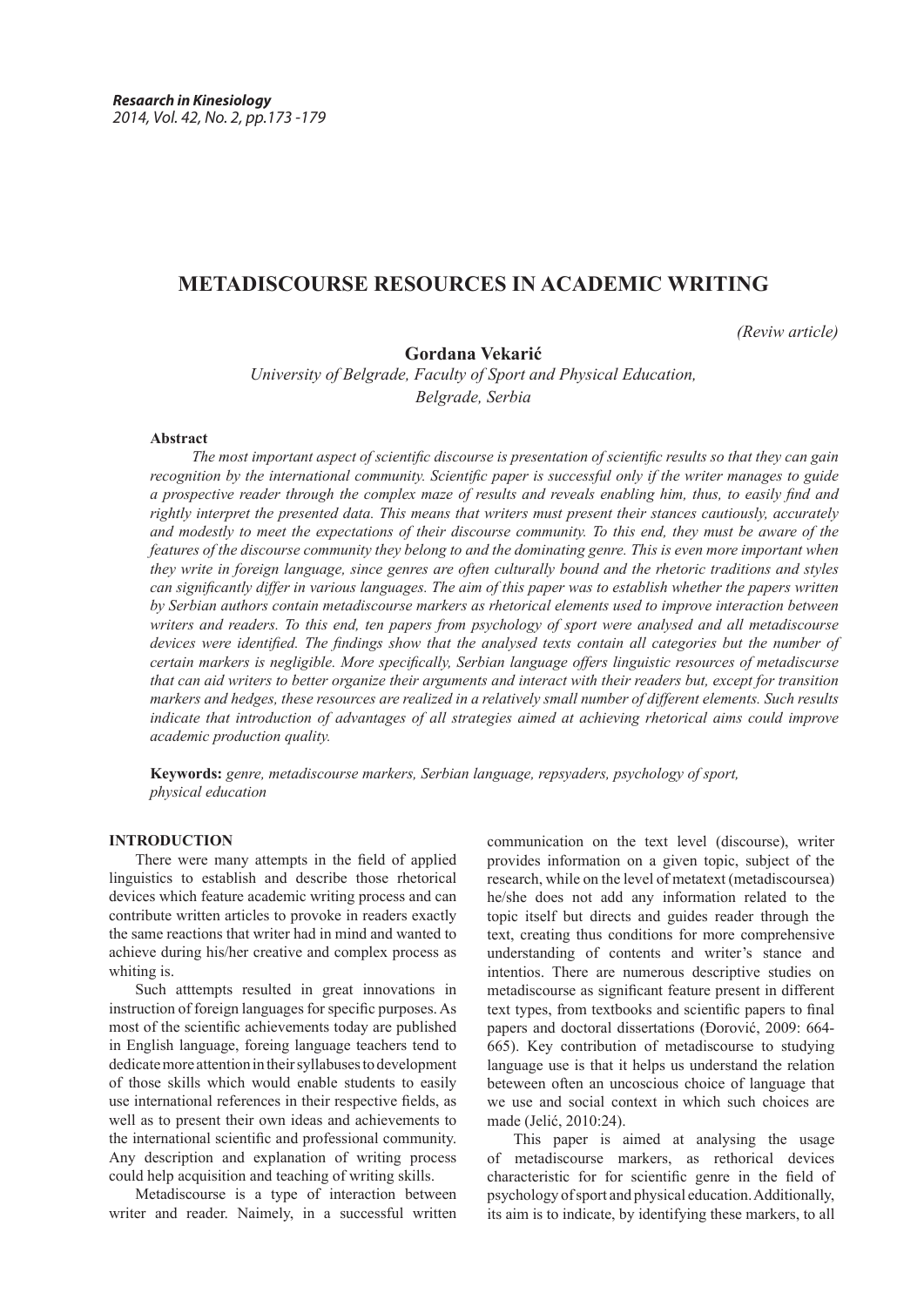# METADISCOURSE RESOURCES IN ACADEMIC WRITING

*(Reviw article)*

**Gordana Vekarić**

*University of Belgrade, Faculty of Sport and Physical Education, Belgrade, Serbia*

**Abstract**

*The most important aspect of scientific discourse is presentation of scientific results so that they can gain recognition by the international community. Scientific paper is successful only if the writer manages to guide a prospective reader through the complex maze of results and reveals enabling him, thus, to easily find and rightly interpret the presented data. This means that writers must present their stances cautiously, accurately and modestly to meet the expectations of their discourse community. To this end, they must be aware of the features of the discourse community they belong to and the dominating genre. This is even more important when they write in foreign language, since genres are often culturally bound and the rhetoric traditions and styles can significantly differ in various languages. The aim of this paper was to establish whether the papers written by Serbian authors contain metadiscourse markers as rhetorical elements used to improve interaction between writers and readers. To this end, ten papers from psychology of sport were analysed and all metadiscourse devices were identified. The findings show that the analysed texts contain all categories but the number of certain markers is negligible. More specifically, Serbian language offers linguistic resources of metadiscurse that can aid writers to better organize their arguments and interact with their readers but, except for transition markers and hedges, these resources are realized in a relatively small number of different elements. Such results indicate that introduction of advantages of all strategies aimed at achieving rhetorical aims could improve academic production quality.*

**Keywords:** *genre, metadiscourse markers, Serbian language, repsyaders, psychology of sport, physical education*

## INTRODUCTION

There were many attempts in the field of applied linguistics to establish and describe those rhetorical devices which feature academic writing process and can contribute written articles to provoke in readers exactly the same reactions that writer had in mind and wanted to achieve during his/her creative and complex process as whiting is.

Such atttempts resulted in great innovations in instruction of foreign languages for specific purposes. As most of the scientific achievements today are published in English language, foreing language teachers tend to dedicate more attention in their syllabuses to development of those skills which would enable students to easily use international references in their respective fields, as well as to present their own ideas and achievements to the international scientific and professional community. Any description and explanation of writing process could help acquisition and teaching of writing skills.

Metadiscourse is a type of interaction between writer and reader. Naimely, in a successful written communication on the text level (discourse), writer provides information on a given topic, subject of the research, while on the level of metatext (metadiscoursea) he/she does not add any information related to the topic itself but directs and guides reader through the text, creating thus conditions for more comprehensive understanding of contents and writer's stance and intentios. There are numerous descriptive studies on metadiscourse as significant feature present in different text types, from textbooks and scientific papers to final papers and doctoral dissertations (Đorović, 2009: 664-665). Key contribution of metadiscourse to studying language use is that it helps us understand the relation beteween often an uncoscious choice of language that we use and social context in which such choices are made (Jelić, 2010:24).

This paper is aimed at analysing the usage of metadiscourse markers, as rethorical devices characteristic for for scientific genre in the field of psychology of sport and physical education. Additionally, its aim is to indicate, by identifying these markers, to all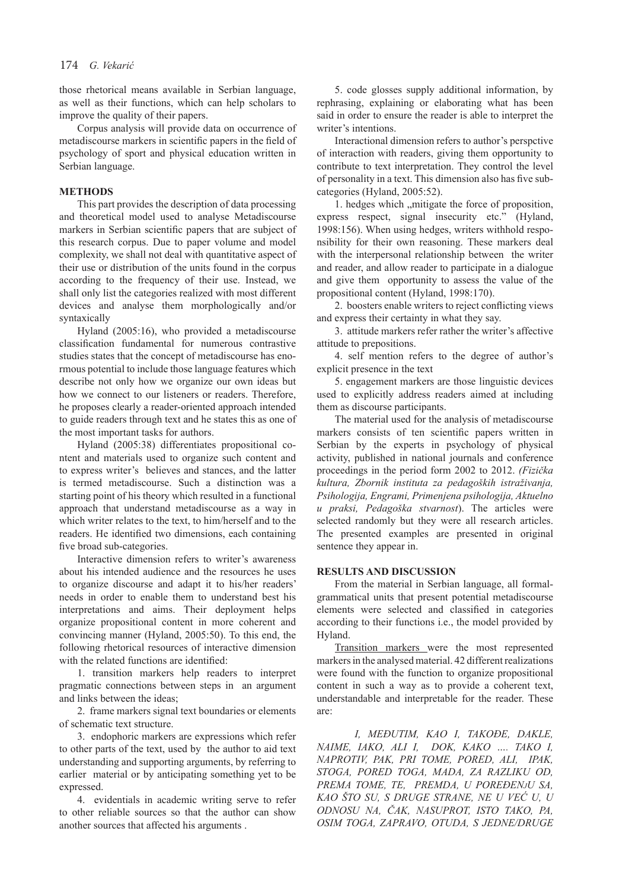those rhetorical means available in Serbian language, as well as their functions, which can help scholars to improve the quality of their papers.

Corpus analysis will provide data on occurrence of metadiscourse markers in scientific papers in the field of psychology of sport and physical education written in Serbian language.

## METHODS

This part provides the description of data processing and theoretical model used to analyse Metadiscourse markers in Serbian scientific papers that are subject of this research corpus. Due to paper volume and model complexity, we shall not deal with quantitative aspect of their use or distribution of the units found in the corpus according to the frequency of their use. Instead, we shall only list the categories realized with most different devices and analyse them morphologically and/or syntaxically

Hyland (2005:16), who provided a metadiscourse classification fundamental for numerous contrastive studies states that the concept of metadiscourse has enormous potential to include those language features which describe not only how we organize our own ideas but how we connect to our listeners or readers. Therefore, he proposes clearly a reader-oriented approach intended to guide readers through text and he states this as one of the most important tasks for authors.

Hyland (2005:38) differentiates propositional content and materials used to organize such content and to express writer's believes and stances, and the latter is termed metadiscourse. Such a distinction was a starting point of his theory which resulted in a functional approach that understand metadiscourse as a way in which writer relates to the text, to him/herself and to the readers. He identified two dimensions, each containing five broad sub-categories.

Interactive dimension refers to writer's awareness about his intended audience and the resources he uses to organize discourse and adapt it to his/her readers' needs in order to enable them to understand best his interpretations and aims. Their deployment helps organize propositional content in more coherent and convincing manner (Hyland, 2005:50). To this end, the following rhetorical resources of interactive dimension with the related functions are identified:

1. transition markers help readers to interpret pragmatic connections between steps in an argument and links between the ideas;
2. frame markers signal text boundaries or elements of schematic text structure.
3. endophoric markers are expressions which refer to other parts of the text, used by the author to aid text understanding and supporting arguments, by referring to earlier material or by anticipating something yet to be expressed.
4. evidentials in academic writing serve to refer to other reliable sources so that the author can show another sources that affected his arguments .
5. code glosses supply additional information, by rephrasing, explaining or elaborating what has been said in order to ensure the reader is able to interpret the writer's intentions.

Interactional dimension refers to author's perspctive of interaction with readers, giving them opportunity to contribute to text interpretation. They control the level of personality in a text. This dimension also has five sub-categories (Hyland, 2005:52).

1. hedges which „mitigate the force of proposition, express respect, signal insecurity etc." (Hyland, 1998:156). When using hedges, writers withhold responsibility for their own reasoning. These markers deal with the interpersonal relationship between the writer and reader, and allow reader to participate in a dialogue and give them opportunity to assess the value of the propositional content (Hyland, 1998:170).
2. boosters enable writers to reject conflicting views and express their certainty in what they say.
3. attitude markers refer rather the writer's affective attitude to prepositions.
4. self mention refers to the degree of author's explicit presence in the text
5. engagement markers are those linguistic devices used to explicitly address readers aimed at including them as discourse participants.

The material used for the analysis of metadiscourse markers consists of ten scientific papers written in Serbian by the experts in psychology of physical activity, published in national journals and conference proceedings in the period form 2002 to 2012. *(Fizička kultura, Zbornik instituta za pedagoških istraživanja, Psihologija, Engrami, Primenjena psihologija, Aktuelno u praksi, Pedagoška stvarnost*). The articles were selected randomly but they were all research articles. The presented examples are presented in original sentence they appear in.

## RESULTS AND DISCUSSION

From the material in Serbian language, all formal-grammatical units that present potential metadiscourse elements were selected and classified in categories according to their functions i.e., the model provided by Hyland.

Transition markers were the most represented markers in the analysed material. 42 different realizations were found with the function to organize propositional content in such a way as to provide a coherent text, understandable and interpretable for the reader. These are:

*I, MEĐUTIM, KAO I, TAKOĐE, DAKLE, NAIME, IAKO, ALI I, DOK, KAKO .... TAKO I, NAPROTIV, PAK, PRI TOME, PORED, ALI, IPAK, STOGA, PORED TOGA, MADA, ZA RAZLIKU OD, PREMA TOME, TE, PREMDA, U POREĐENJU SA, KAO ŠTO SU, S DRUGE STRANE, NE U VEĆ U, U ODNOSU NA, ČAK, NASUPROT, ISTO TAKO, PA, OSIM TOGA, ZAPRAVO, OTUDA, S JEDNE/DRUGE*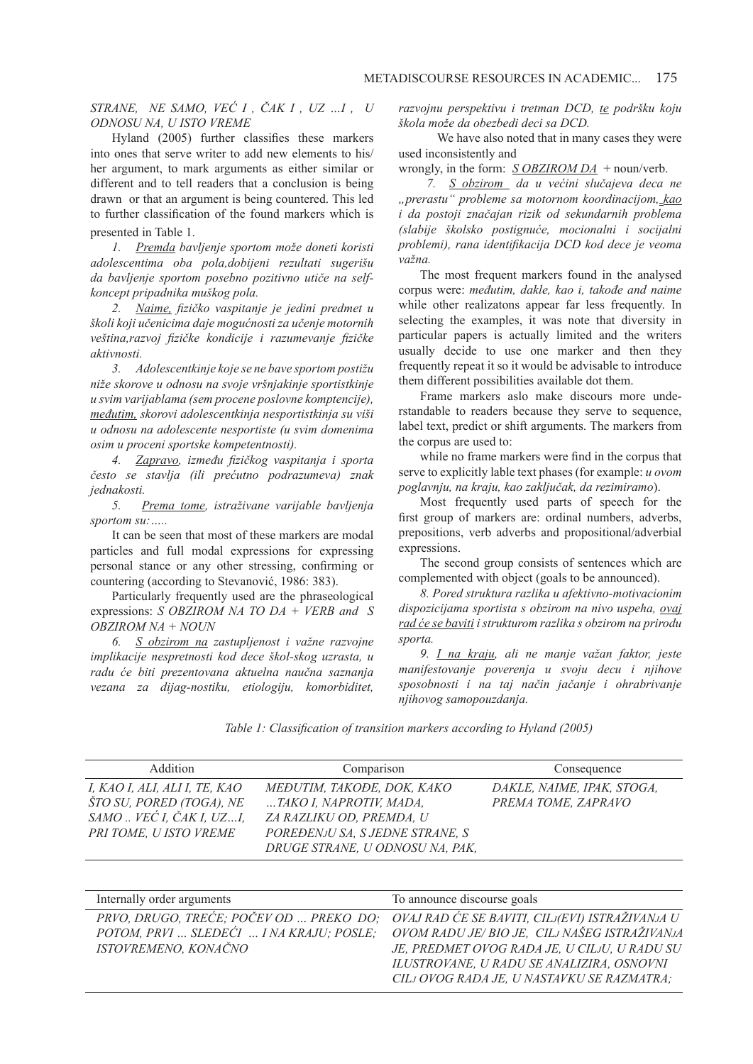*STRANE, NE SAMO, VEĆ I , ČAK I , UZ ...I , U ODNOSU NA, U ISTO VREME*

Hyland (2005) further classifies these markers into ones that serve writer to add new elements to his/her argument, to mark arguments as either similar or different and to tell readers that a conclusion is being drawn or that an argument is being countered. This led to further classification of the found markers which is presented in Table 1.

*1. Premda bavljenje sportom može doneti koristi adolescentima oba pola,dobijeni rezultati sugerišu da bavljenje sportom posebno pozitivno utiče na self-koncept pripadnika muškog pola.*

*2. Naime, fizičko vaspitanje je jedini predmet u školi koji učenicima daje mogućnosti za učenje motornih veština,razvoj fizičke kondicije i razumevanje fizičke aktivnosti.*

*3. Adolescentkinje koje se ne bave sportom postižu niže skorove u odnosu na svoje vršnjakinje sportistkinje u svim varijablama (sem procene poslovne komptencije), međutim, skorovi adolescentkinja nesportistkinja su viši u odnosu na adolescente nesportiste (u svim domenima osim u proceni sportske kompetentnosti).*

*4. Zapravo, između fizičkog vaspitanja i sporta često se stavlja (ili prećutno podrazumeva) znak jednakosti.*

*5. Prema tome, istraživane varijable bavljenja sportom su:.....*

It can be seen that most of these markers are modal particles and full modal expressions for expressing personal stance or any other stressing, confirming or countering (according to Stevanović, 1986: 383).

Particularly frequently used are the phraseological expressions: *S OBZIROM NA TO DA + VERB and S OBZIROM NA + NOUN*

*6. S obzirom na zastupljenost i važne razvojne implikacije nespretnosti kod dece škol-skog uzrasta, u radu će biti prezentovana aktuelna naučna saznanja vezana za dijag-nostiku, etiologiju, komorbiditet, razvojnu perspektivu i tretman DCD, te podršku koju škola može da obezbedi deci sa DCD.*

We have also noted that in many cases they were used inconsistently and wrongly, in the form: *S OBZIROM DA* + noun/verb.

*7. S obzirom da u većini slučajeva deca ne „prerastu" probleme sa motornom koordinacijom, kao i da postoji značajan rizik od sekundarnih problema (slabije školsko postignuće, mocionalni i socijalni problemi), rana identifikacija DCD kod dece je veoma važna.*

The most frequent markers found in the analysed corpus were: *međutim, dakle, kao i, takođe and naime* while other realizatons appear far less frequently. In selecting the examples, it was note that diversity in particular papers is actually limited and the writers usually decide to use one marker and then they frequently repeat it so it would be advisable to introduce them different possibilities available dot them.

Frame markers aslo make discours more understandable to readers because they serve to sequence, label text, predict or shift arguments. The markers from the corpus are used to:

while no frame markers were find in the corpus that serve to explicitly lable text phases (for example: *u ovom poglavnju, na kraju, kao zaključak, da rezimiramo*).

Most frequently used parts of speech for the first group of markers are: ordinal numbers, adverbs, prepositions, verb adverbs and propositional/adverbial expressions.

The second group consists of sentences which are complemented with object (goals to be announced).

*8. Pored struktura razlika u afektivno-motivacionim dispozicijama sportista s obzirom na nivo uspeha, ovaj rad će se baviti i strukturom razlika s obzirom na prirodu sporta.*

*9. I na kraju, ali ne manje važan faktor, jeste manifestovanje poverenja u svoju decu i njihove sposobnosti i na taj način jačanje i ohrabrivanje njihovog samopouzdanja.*

*Table 1: Classification of transition markers according to Hyland (2005)*

| Addition | Comparison | Consequence |
|---|---|---|
| *I, KAO I, ALI, ALI I, TE, KAO ŠTO SU, PORED (TOGA), NE SAMO .. VEĆ I, ČAK I, UZ...I, PRI TOME, U ISTO VREME* | *MEĐUTIM, TAKOĐE, DOK, KAKO ...TAKO I, NAPROTIV, MADA, ZA RAZLIKU OD, PREMDA, U POREĐENJU SA, S JEDNE STRANE, S DRUGE STRANE, U ODNOSU NA, PAK,* | *DAKLE, NAIME, IPAK, STOGA, PREMA TOME, ZAPRAVO* |

| Internally order arguments | To announce discourse goals |
|---|---|
| *PRVO, DRUGO, TREĆE; POČEV OD ... PREKO DO; POTOM, PRVI ... SLEDEĆI ... I NA KRAJU; POSLE; ISTOVREMENO, KONAČNO* | *OVAJ RAD ĆE SE BAVITI, CILJ(EVI) ISTRAŽIVANJA U OVOM RADU JE/ BIO JE, CILJ NAŠEG ISTRAŽIVANJA JE, PREDMET OVOG RADA JE, U CILJU, U RADU SU ILUSTROVANE, U RADU SE ANALIZIRA, OSNOVNI CILJ OVOG RADA JE, U NASTAVKU SE RAZMATRA;* |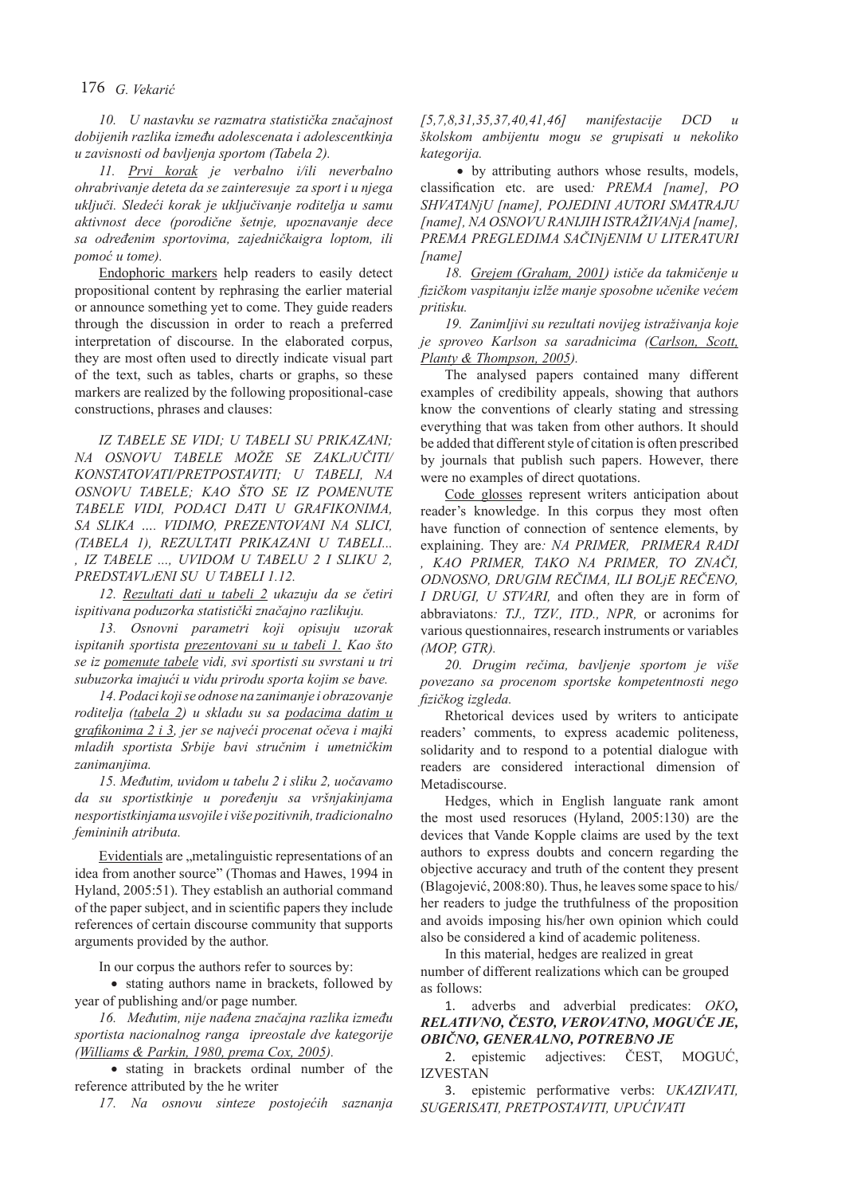*10. U nastavku se razmatra statistička značajnost dobijenih razlika između adolescenata i adolescentkinja u zavisnosti od bavljenja sportom (Tabela 2).*

*11. Prvi korak je verbalno i/ili neverbalno ohrabrivanje deteta da se zainteresuje za sport i u njega uključi. Sledeći korak je uključivanje roditelja u samu aktivnost dece (porodične šetnje, upoznavanje dece sa određenim sportovima, zajedničkaigra loptom, ili pomoć u tome).*

Endophoric markers help readers to easily detect propositional content by rephrasing the earlier material or announce something yet to come. They guide readers through the discussion in order to reach a preferred interpretation of discourse. In the elaborated corpus, they are most often used to directly indicate visual part of the text, such as tables, charts or graphs, so these markers are realized by the following propositional-case constructions, phrases and clauses:

*IZ TABELE SE VIDI; U TABELI SU PRIKAZANI; NA OSNOVU TABELE MOŽE SE ZAKLJUČITI/ KONSTATOVATI/PRETPOSTAVITI; U TABELI, NA OSNOVU TABELE; KAO ŠTO SE IZ POMENUTE TABELE VIDI, PODACI DATI U GRAFIKONIMA, SA SLIKA …. VIDIMO, PREZENTOVANI NA SLICI, (TABELA 1), REZULTATI PRIKAZANI U TABELI... , IZ TABELE ..., UVIDOM U TABELU 2 I SLIKU 2, PREDSTAVLJENI SU U TABELI 1.12.*

*12. Rezultati dati u tabeli 2 ukazuju da se četiri ispitivana poduzorka statistički značajno razlikuju.*

*13. Osnovni parametri koji opisuju uzorak ispitanih sportista prezentovani su u tabeli 1. Kao što se iz pomenute tabele vidi, svi sportisti su svrstani u tri subuzorka imajući u vidu prirodu sporta kojim se bave.*

*14. Podaci koji se odnose na zanimanje i obrazovanje roditelja (tabela 2) u skladu su sa podacima datim u grafikonima 2 i 3, jer se najveći procenat očeva i majki mladih sportista Srbije bavi stručnim i umetničkim zanimanjima.*

*15. Međutim, uvidom u tabelu 2 i sliku 2, uočavamo da su sportistkinje u poređenju sa vršnjakinjama nesportistkinjama usvojile i više pozitivnih, tradicionalno femininih atributa.*

Evidentials are „metalinguistic representations of an idea from another source" (Thomas and Hawes, 1994 in Hyland, 2005:51). They establish an authorial command of the paper subject, and in scientific papers they include references of certain discourse community that supports arguments provided by the author.

In our corpus the authors refer to sources by:

- stating authors name in brackets, followed by year of publishing and/or page number.

*16. Međutim, nije nađena značajna razlika između sportista nacionalnog ranga ipreostale dve kategorije (Williams & Parkin, 1980, prema Cox, 2005).*

- stating in brackets ordinal number of the reference attributed by the he writer

*17. Na osnovu sinteze postojećih saznanja [5,7,8,31,35,37,40,41,46] manifestacije DCD u školskom ambijentu mogu se grupisati u nekoliko kategorija.*

- by attributing authors whose results, models, classification etc. are used*: PREMA [name], PO SHVATANjU [name], POJEDINI AUTORI SMATRAJU [name], NA OSNOVU RANIJIH ISTRAŽIVANjA [name], PREMA PREGLEDIMA SAČINjENIM U LITERATURI [name]*

*18. Grejem (Graham, 2001) ističe da takmičenje u fizičkom vaspitanju izlže manje sposobne učenike većem pritisku.*

*19. Zanimljivi su rezultati novijeg istraživanja koje je sproveo Karlson sa saradnicima (Carlson, Scott, Planty & Thompson, 2005).*

The analysed papers contained many different examples of credibility appeals, showing that authors know the conventions of clearly stating and stressing everything that was taken from other authors. It should be added that different style of citation is often prescribed by journals that publish such papers. However, there were no examples of direct quotations.

Code glosses represent writers anticipation about reader's knowledge. In this corpus they most often have function of connection of sentence elements, by explaining. They are*: NA PRIMER, PRIMERA RADI , KAO PRIMER, TAKO NA PRIMER, TO ZNAČI, ODNOSNO, DRUGIM REČIMA, ILI BOLjE REČENO, I DRUGI, U STVARI,* and often they are in form of abbraviatons*: TJ., TZV., ITD., NPR,* or acronims for various questionnaires, research instruments or variables *(MOP, GTR).*

*20. Drugim rečima, bavljenje sportom je više povezano sa procenom sportske kompetentnosti nego fizičkog izgleda.*

Rhetorical devices used by writers to anticipate readers' comments, to express academic politeness, solidarity and to respond to a potential dialogue with readers are considered interactional dimension of Metadiscourse.

Hedges, which in English languate rank amont the most used resouces (Hyland, 2005:130) are the devices that Vande Kopple claims are used by the text authors to express doubts and concern regarding the objective accuracy and truth of the content they present (Blagojević, 2008:80). Thus, he leaves some space to his/her readers to judge the truthfulness of the proposition and avoids imposing his/her own opinion which could also be considered a kind of academic politeness.

In this material, hedges are realized in great number of different realizations which can be grouped as follows:

1. adverbs and adverbial predicates: *OKO, **RELATIVNO, ČESTO, VEROVATNO, MOGUĆE JE, OBIČNO, GENERALNO, POTREBNO JE***
2. epistemic adjectives: ČEST, MOGUĆ, IZVESTAN
3. epistemic performative verbs: *UKAZIVATI, SUGERISATI, PRETPOSTAVITI, UPUĆIVATI*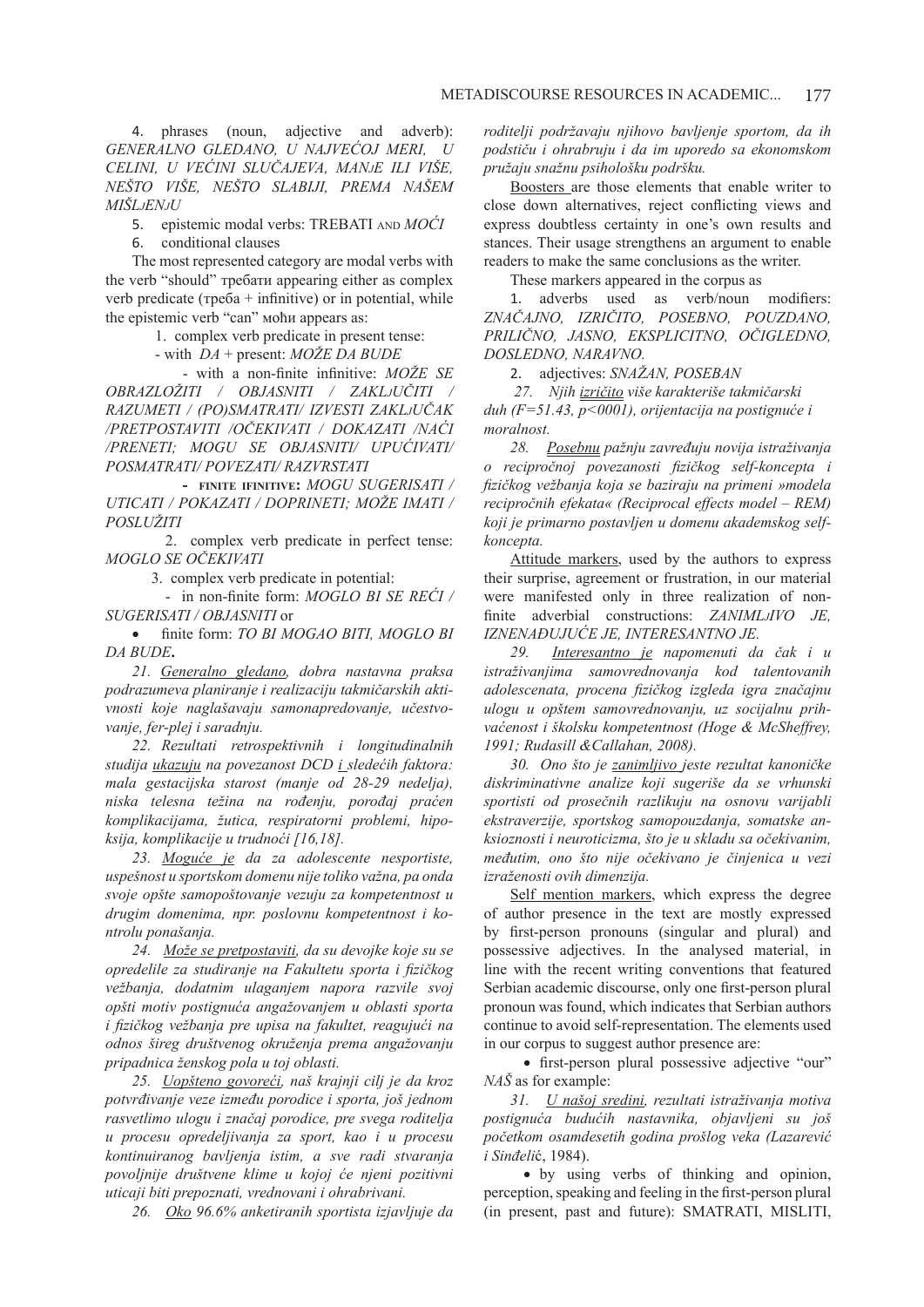4. phrases (noun, adjective and adverb): *GENERALNO GLEDANO, U NAJVEĆOJ MERI, U CELINI, U VEĆINI SLUČAJEVA, MANJE ILI VIŠE, NEŠTO VIŠE, NEŠTO SLABIJI, PREMA NAŠEM MIŠLJENJU*

5. epistemic modal verbs: TREBATI AND *MOĆI*

6. conditional clauses

The most represented category are modal verbs with the verb "should" требати appearing either as complex verb predicate (треба + infinitive) or in potential, while the epistemic verb "can" моћи appears as:

1. complex verb predicate in present tense:
 - with *DA* + present: *MOŽE DA BUDE*
 - with a non-finite infinitive: *MOŽE SE OBRAZLOŽITI / OBJASNITI / ZAKLJUČITI / RAZUMETI / (PO)SMATRATI/ IZVESTI ZAKLJUČAK /PRETPOSTAVITI /OČEKIVATI / DOKAZATI /NAĆI /PRENETI; MOGU SE OBJASNITI/ UPUĆIVATI/ POSMATRATI/ POVEZATI/ RAZVRSTATI*
 - FINITE IFINITIVE: *MOGU SUGERISATI / UTICATI / POKAZATI / DOPRINETI; MOŽE IMATI / POSLUŽITI*
2. complex verb predicate in perfect tense: *MOGLO SE OČEKIVATI*
3. complex verb predicate in potential:
 - in non-finite form: *MOGLO BI SE REĆI / SUGERISATI / OBJASNITI* or
 - finite form: *TO BI MOGAO BITI, MOGLO BI DA BUDE***.**

*21. Generalno gledano, dobra nastavna praksa podrazumeva planiranje i realizaciju takmičarskih aktivnosti koje naglašavaju samonapredovanje, učestvovanje, fer-plej i saradnju.*

*22. Rezultati retrospektivnih i longitudinalnih studija ukazuju na povezanost DCD i sledećih faktora: mala gestacijska starost (manje od 28-29 nedelja), niska telesna težina na rođenju, porođaj praćen komplikacijama, žutica, respiratorni problemi, hipoksija, komplikacije u trudnoći [16,18].*

*23. Moguće je da za adolescente nesportiste, uspešnost u sportskom domenu nije toliko važna, pa onda svoje opšte samopoštovanje vezuju za kompetentnost u drugim domenima, npr. poslovnu kompetentnost i kontrolu ponašanja.*

*24. Može se pretpostaviti, da su devojke koje su se opredelile za studiranje na Fakultetu sporta i fizičkog vežbanja, dodatnim ulaganjem napora razvile svoj opšti motiv postignuća angažovanjem u oblasti sporta i fizičkog vežbanja pre upisa na fakultet, reagujući na odnos šireg društvenog okruženja prema angažovanju pripadnica ženskog pola u toj oblasti.*

*25. Uopšteno govoreći, naš krajnji cilj je da kroz potvrđivanje veze između porodice i sporta, još jednom rasvetlimo ulogu i značaj porodice, pre svega roditelja u procesu opredeljivanja za sport, kao i u procesu kontinuiranog bavljenja istim, a sve radi stvaranja povoljnije društvene klime u kojoj će njeni pozitivni uticaji biti prepoznati, vrednovani i ohrabrivani.*

*26. Oko 96.6% anketiranih sportista izjavljuje da roditelji podržavaju njihovo bavljenje sportom, da ih podstiču i ohrabruju i da im uporedo sa ekonomskom pružaju snažnu psihološku podršku.*

Boosters are those elements that enable writer to close down alternatives, reject conflicting views and express doubtless certainty in one's own results and stances. Their usage strengthens an argument to enable readers to make the same conclusions as the writer.

These markers appeared in the corpus as

1. adverbs used as verb/noun modifiers: *ZNAČAJNO, IZRIČITO, POSEBNO, POUZDANO, PRILIČNO, JASNO, EKSPLICITNO, OČIGLEDNO, DOSLEDNO, NARAVNO.*

2. adjectives: *SNAŽAN, POSEBAN*

*27. Njih izričito više karakteriše takmičarski duh (F=51.43, p<0001), orijentacija na postignuće i moralnost.*

*28. Posebnu pažnju zavređuju novija istraživanja o recipročnoj povezanosti fizičkog self-koncepta i fizičkog vežbanja koja se baziraju na primeni »modela recipročnih efekata« (Reciprocal effects model – REM) koji je primarno postavljen u domenu akademskog self-koncepta.*

Attitude markers, used by the authors to express their surprise, agreement or frustration, in our material were manifested only in three realization of non-finite adverbial constructions: *ZANIMLJIVO JE, IZNENAĐUJUĆE JE, INTERESANTNO JE.*

*29. Interesantno je napomenuti da čak i u istraživanjima samovrednovanja kod talentovanih adolescenata, procena fizičkog izgleda igra značajnu ulogu u opštem samovrednovanju, uz socijalnu prihvaćenost i školsku kompetentnost (Hoge & McSheffrey, 1991; Rudasill &Callahan, 2008).*

*30. Ono što je zanimljivo jeste rezultat kanoničke diskriminativne analize koji sugeriše da se vrhunski sportisti od prosečnih razlikuju na osnovu varijabli ekstraverzije, sportskog samopouzdanja, somatske anksioznosti i neuroticizma, što je u skladu sa očekivanim, međutim, ono što nije očekivano je činjenica u vezi izraženosti ovih dimenzija.*

Self mention markers, which express the degree of author presence in the text are mostly expressed by first-person pronouns (singular and plural) and possessive adjectives. In the analysed material, in line with the recent writing conventions that featured Serbian academic discourse, only one first-person plural pronoun was found, which indicates that Serbian authors continue to avoid self-representation. The elements used in our corpus to suggest author presence are:

- first-person plural possessive adjective "our" *NAŠ* as for example:

*31. U našoj sredini, rezultati istraživanja motiva postignuća budućih nastavnika, objavljeni su još početkom osamdesetih godina prošlog veka (Lazarević i Sinđelić, 1984).*

- by using verbs of thinking and opinion, perception, speaking and feeling in the first-person plural (in present, past and future): SMATRATI, MISLITI,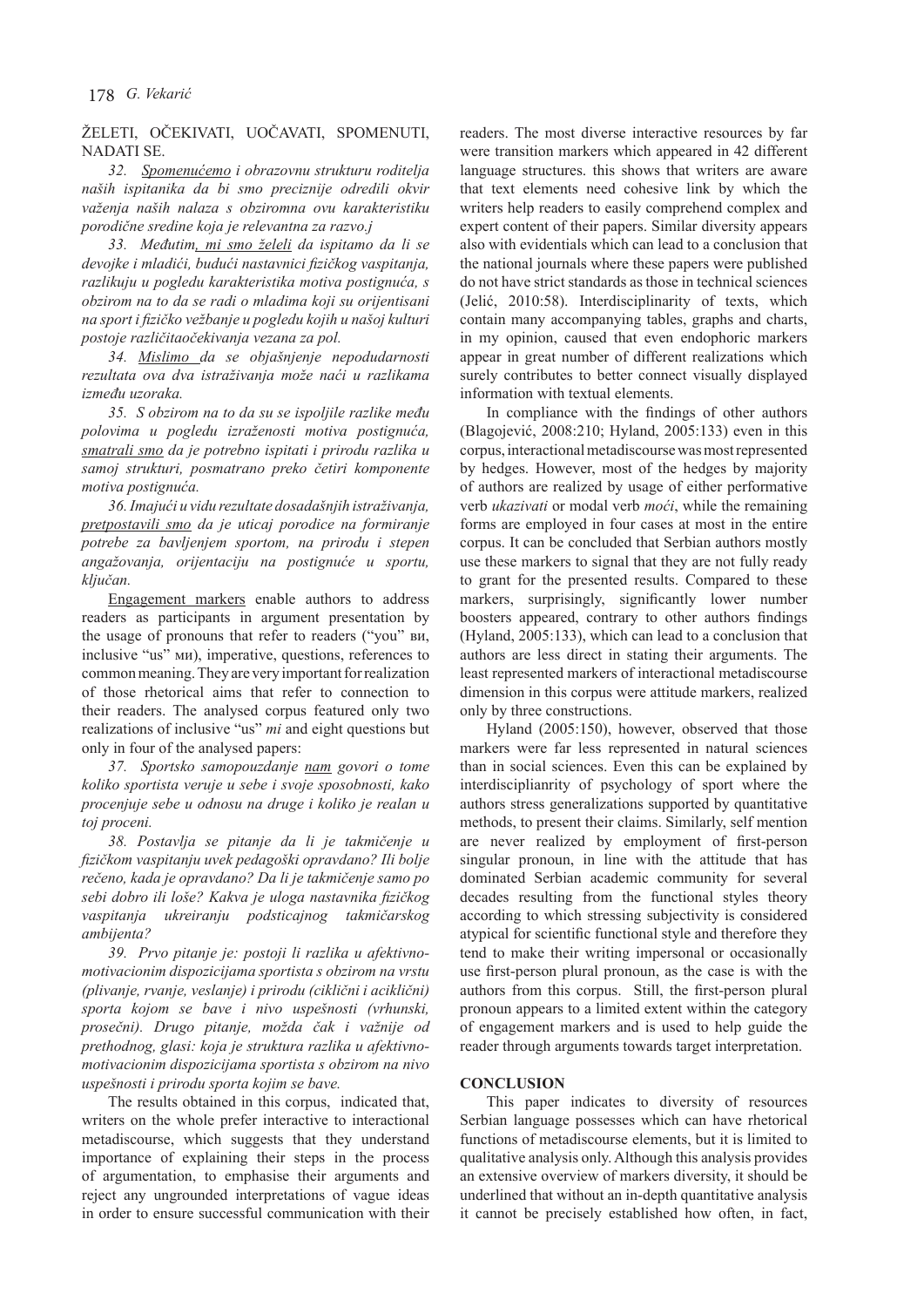ŽELETI, OČEKIVATI, UOČAVATI, SPOMENUTI, NADATI SE.

*32. Spomenućemo i obrazovnu strukturu roditelja naših ispitanika da bi smo preciznije odredili okvir važenja naših nalaza s obziromna ovu karakteristiku porodične sredine koja je relevantna za razvo.j*

*33. Međutim, mi smo želeli da ispitamo da li se devojke i mladići, budući nastavnici fizičkog vaspitanja, razlikuju u pogledu karakteristika motiva postignuća, s obzirom na to da se radi o mladima koji su orijentisani na sport i fizičko vežbanje u pogledu kojih u našoj kulturi postoje različitaočekivanja vezana za pol.*

*34. Mislimo da se objašnjenje nepodudarnosti rezultata ova dva istraživanja može naći u razlikama između uzoraka.*

*35. S obzirom na to da su se ispoljile razlike među polovima u pogledu izraženosti motiva postignuća, smatrali smo da je potrebno ispitati i prirodu razlika u samoj strukturi, posmatrano preko četiri komponente motiva postignuća.*

*36. Imajući u vidu rezultate dosadašnjih istraživanja, pretpostavili smo da je uticaj porodice na formiranje potrebe za bavljenjem sportom, na prirodu i stepen angažovanja, orijentaciju na postignuće u sportu, ključan.*

Engagement markers enable authors to address readers as participants in argument presentation by the usage of pronouns that refer to readers ("you" ви, inclusive "us" ми), imperative, questions, references to common meaning. They are very important for realization of those rhetorical aims that refer to connection to their readers. The analysed corpus featured only two realizations of inclusive "us" *mi* and eight questions but only in four of the analysed papers:

*37. Sportsko samopouzdanje nam govori o tome koliko sportista veruje u sebe i svoje sposobnosti, kako procenjuje sebe u odnosu na druge i koliko je realan u toj proceni.*

*38. Postavlja se pitanje da li je takmičenje u fizičkom vaspitanju uvek pedagoški opravdano? Ili bolje rečeno, kada je opravdano? Da li je takmičenje samo po sebi dobro ili loše? Kakva je uloga nastavnika fizičkog vaspitanja ukreiranju podsticajnog takmičarskog ambijenta?*

*39. Prvo pitanje je: postoji li razlika u afektivno-motivacionim dispozicijama sportista s obzirom na vrstu (plivanje, rvanje, veslanje) i prirodu (ciklični i aciklični) sporta kojom se bave i nivo uspešnosti (vrhunski, prosečni). Drugo pitanje, možda čak i važnije od prethodnog, glasi: koja je struktura razlika u afektivno-motivacionim dispozicijama sportista s obzirom na nivo uspešnosti i prirodu sporta kojim se bave.*

The results obtained in this corpus, indicated that, writers on the whole prefer interactive to interactional metadiscourse, which suggests that they understand importance of explaining their steps in the process of argumentation, to emphasise their arguments and reject any ungrounded interpretations of vague ideas in order to ensure successful communication with their readers. The most diverse interactive resources by far were transition markers which appeared in 42 different language structures. this shows that writers are aware that text elements need cohesive link by which the writers help readers to easily comprehend complex and expert content of their papers. Similar diversity appears also with evidentials which can lead to a conclusion that the national journals where these papers were published do not have strict standards as those in technical sciences (Jelić, 2010:58). Interdisciplinarity of texts, which contain many accompanying tables, graphs and charts, in my opinion, caused that even endophoric markers appear in great number of different realizations which surely contributes to better connect visually displayed information with textual elements.

In compliance with the findings of other authors (Blagojević, 2008:210; Hyland, 2005:133) even in this corpus, interactional metadiscourse was most represented by hedges. However, most of the hedges by majority of authors are realized by usage of either performative verb *ukazivati* or modal verb *moći*, while the remaining forms are employed in four cases at most in the entire corpus. It can be concluded that Serbian authors mostly use these markers to signal that they are not fully ready to grant for the presented results. Compared to these markers, surprisingly, significantly lower number boosters appeared, contrary to other authors findings (Hyland, 2005:133), which can lead to a conclusion that authors are less direct in stating their arguments. The least represented markers of interactional metadiscourse dimension in this corpus were attitude markers, realized only by three constructions.

Hyland (2005:150), however, observed that those markers were far less represented in natural sciences than in social sciences. Even this can be explained by interdisciplianrity of psychology of sport where the authors stress generalizations supported by quantitative methods, to present their claims. Similarly, self mention are never realized by employment of first-person singular pronoun, in line with the attitude that has dominated Serbian academic community for several decades resulting from the functional styles theory according to which stressing subjectivity is considered atypical for scientific functional style and therefore they tend to make their writing impersonal or occasionally use first-person plural pronoun, as the case is with the authors from this corpus. Still, the first-person plural pronoun appears to a limited extent within the category of engagement markers and is used to help guide the reader through arguments towards target interpretation.

## CONCLUSION

This paper indicates to diversity of resources Serbian language possesses which can have rhetorical functions of metadiscourse elements, but it is limited to qualitative analysis only. Although this analysis provides an extensive overview of markers diversity, it should be underlined that without an in-depth quantitative analysis it cannot be precisely established how often, in fact,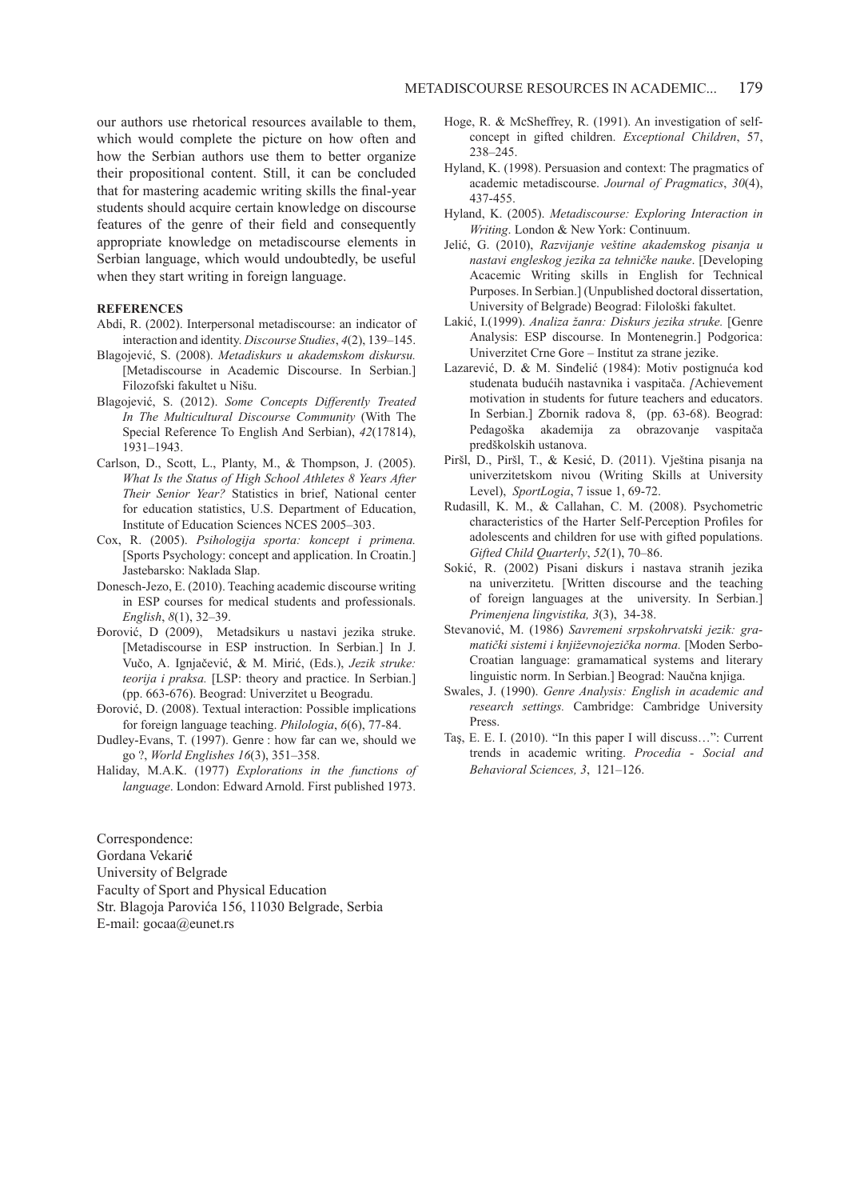our authors use rhetorical resources available to them, which would complete the picture on how often and how the Serbian authors use them to better organize their propositional content. Still, it can be concluded that for mastering academic writing skills the final-year students should acquire certain knowledge on discourse features of the genre of their field and consequently appropriate knowledge on metadiscourse elements in Serbian language, which would undoubtedly, be useful when they start writing in foreign language.

## REFERENCES

Abdi, R. (2002). Interpersonal metadiscourse: an indicator of interaction and identity. *Discourse Studies*, *4*(2), 139–145.

Blagojević, S. (2008). *Metadiskurs u akademskom diskursu.* [Metadiscourse in Academic Discourse. In Serbian.] Filozofski fakultet u Nišu.

Blagojević, S. (2012). *Some Concepts Differently Treated In The Multicultural Discourse Community* (With The Special Reference To English And Serbian), *42*(17814), 1931–1943.

Carlson, D., Scott, L., Planty, M., & Thompson, J. (2005). *What Is the Status of High School Athletes 8 Years After Their Senior Year?* Statistics in brief, National center for education statistics, U.S. Department of Education, Institute of Education Sciences NCES 2005–303.

Cox, R. (2005). *Psihologija sporta: koncept i primena.* [Sports Psychology: concept and application. In Croatin.] Jastebarsko: Naklada Slap.

Donesch-Jezo, E. (2010). Teaching academic discourse writing in ESP courses for medical students and professionals. *English*, *8*(1), 32–39.

Đorović, D (2009), Metadsikurs u nastavi jezika struke. [Metadiscourse in ESP instruction. In Serbian.] In J. Vučo, A. Ignjačević, & M. Mirić, (Eds.), *Jezik struke: teorija i praksa.* [LSP: theory and practice. In Serbian.] (pp. 663-676). Beograd: Univerzitet u Beogradu.

Đorović, D. (2008). Textual interaction: Possible implications for foreign language teaching. *Philologia*, *6*(6), 77-84.

Dudley-Evans, T. (1997). Genre : how far can we, should we go ?, *World Englishes 16*(3), 351–358.

Haliday, M.A.K. (1977) *Explorations in the functions of language*. London: Edward Arnold. First published 1973.

Hoge, R. & McSheffrey, R. (1991). An investigation of self-concept in gifted children. *Exceptional Children*, 57, 238–245.

Hyland, K. (1998). Persuasion and context: The pragmatics of academic metadiscourse. *Journal of Pragmatics*, *30*(4), 437-455.

Hyland, K. (2005). *Metadiscourse: Exploring Interaction in Writing*. London & New York: Continuum.

Jelić, G. (2010), *Razvijanje veštine akademskog pisanja u nastavi engleskog jezika za tehničke nauke*. [Developing Acacemic Writing skills in English for Technical Purposes. In Serbian.] (Unpublished doctoral dissertation, University of Belgrade) Beograd: Filološki fakultet.

Lakić, I.(1999). *Analiza žanra: Diskurs jezika struke.* [Genre Analysis: ESP discourse. In Montenegrin.] Podgorica: Univerzitet Crne Gore – Institut za strane jezike.

Lazarević, D. & M. Sinđelić (1984): Motiv postignuća kod studenata budućih nastavnika i vaspitača. *[*Achievement motivation in students for future teachers and educators. In Serbian.] Zbornik radova 8, (pp. 63-68). Beograd: Pedagoška akademija za obrazovanje vaspitača predškolskih ustanova.

Piršl, D., Piršl, T., & Kesić, D. (2011). Vještina pisanja na univerzitetskom nivou (Writing Skills at University Level), *SportLogia*, 7 issue 1, 69-72.

Rudasill, K. M., & Callahan, C. M. (2008). Psychometric characteristics of the Harter Self-Perception Profiles for adolescents and children for use with gifted populations. *Gifted Child Quarterly*, *52*(1), 70–86.

Sokić, R. (2002) Pisani diskurs i nastava stranih jezika na univerzitetu. [Written discourse and the teaching of foreign languages at the university. In Serbian.] *Primenjena lingvistika, 3*(3), 34-38.

Stevanović, M. (1986) *Savremeni srpskohrvatski jezik: gramatički sistemi i književnojezička norma.* [Moden Serbo-Croatian language: gramamatical systems and literary linguistic norm. In Serbian.] Beograd: Naučna knjiga.

Swales, J. (1990). *Genre Analysis: English in academic and research settings.* Cambridge: Cambridge University Press.

Taş, E. E. I. (2010). "In this paper I will discuss…": Current trends in academic writing. *Procedia - Social and Behavioral Sciences, 3*, 121–126.

Correspondence:
Gordana Vekarić
University of Belgrade
Faculty of Sport and Physical Education
Str. Blagoja Parovića 156, 11030 Belgrade, Serbia
E-mail: gocaa@eunet.rs